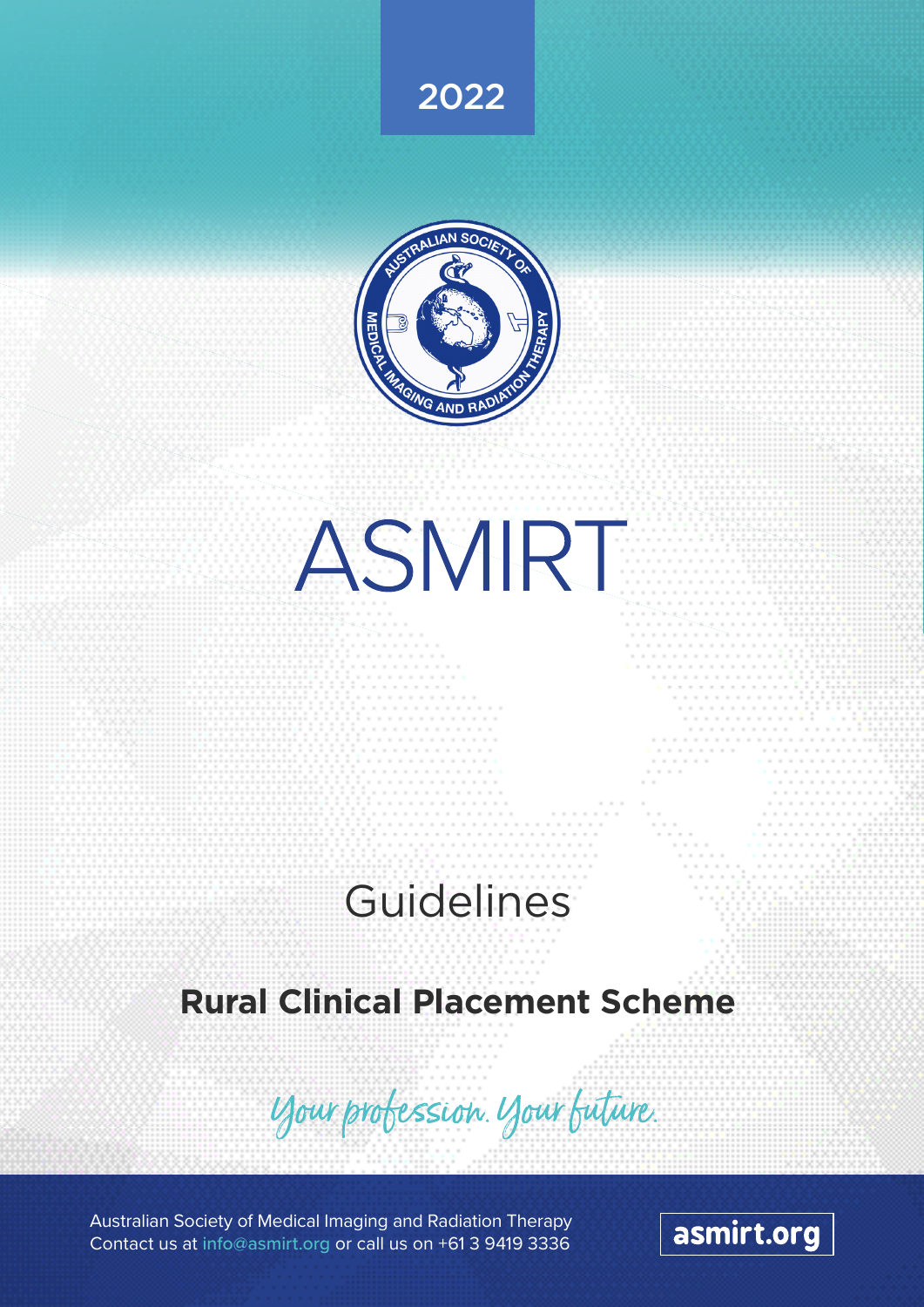2022

# ASMIRT

## Guidelines

**Rural Clinical Placement Scheme**

*Your profession. Your future.*

Australian Society of Medical Imaging and Radiation Therapy
Contact us at info@asmirt.org or call us on +61 3 9419 3336

asmirt.org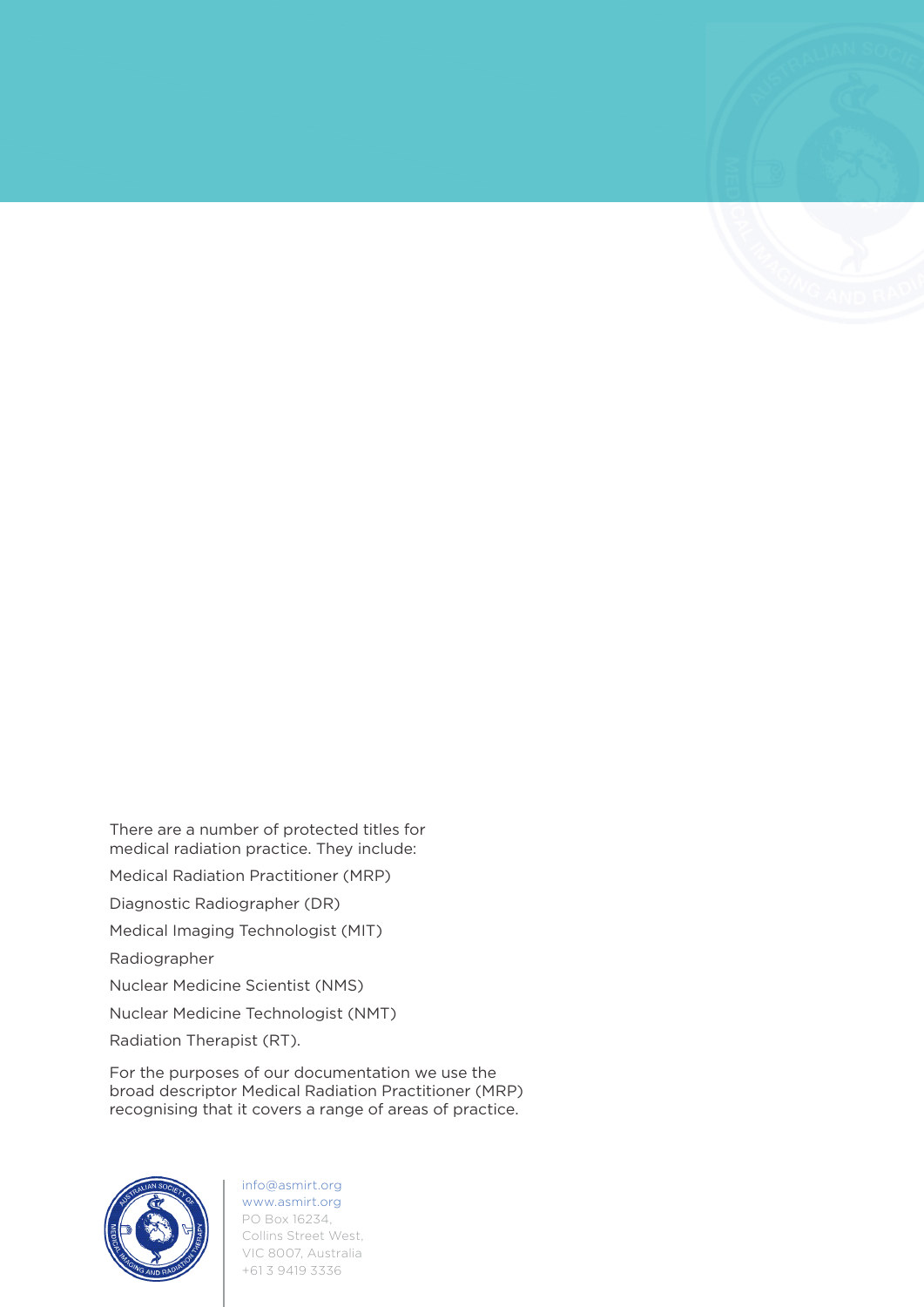There are a number of protected titles for medical radiation practice. They include:

Medical Radiation Practitioner (MRP)

Diagnostic Radiographer (DR)

Medical Imaging Technologist (MIT)

Radiographer

Nuclear Medicine Scientist (NMS)

Nuclear Medicine Technologist (NMT)

Radiation Therapist (RT).

For the purposes of our documentation we use the broad descriptor Medical Radiation Practitioner (MRP) recognising that it covers a range of areas of practice.

info@asmirt.org
www.asmirt.org
PO Box 16234,
Collins Street West,
VIC 8007, Australia
+61 3 9419 3336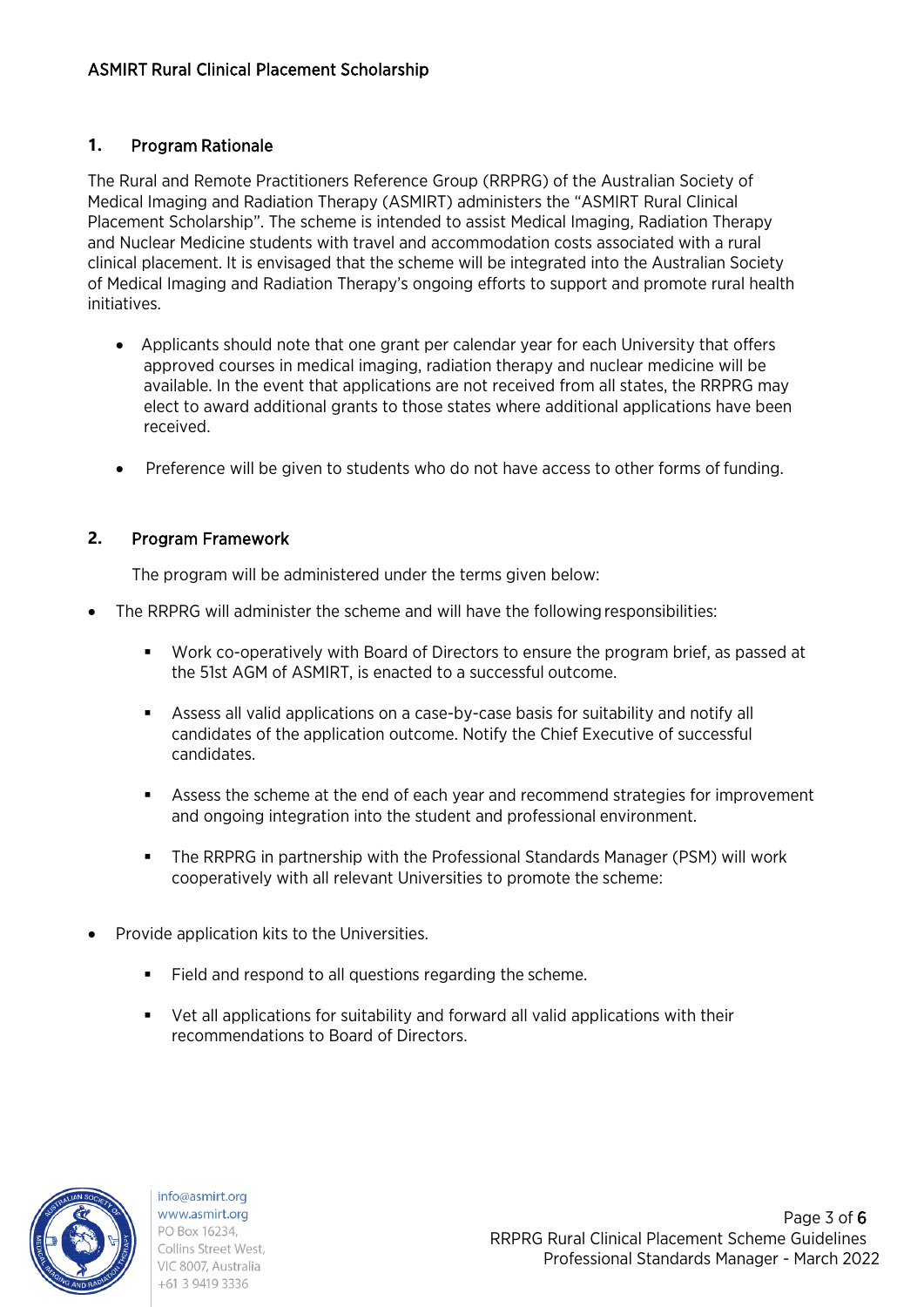## 1. Program Rationale

The Rural and Remote Practitioners Reference Group (RRPRG) of the Australian Society of Medical Imaging and Radiation Therapy (ASMIRT) administers the "ASMIRT Rural Clinical Placement Scholarship". The scheme is intended to assist Medical Imaging, Radiation Therapy and Nuclear Medicine students with travel and accommodation costs associated with a rural clinical placement. It is envisaged that the scheme will be integrated into the Australian Society of Medical Imaging and Radiation Therapy's ongoing efforts to support and promote rural health initiatives.

- Applicants should note that one grant per calendar year for each University that offers approved courses in medical imaging, radiation therapy and nuclear medicine will be available. In the event that applications are not received from all states, the RRPRG may elect to award additional grants to those states where additional applications have been received.
- Preference will be given to students who do not have access to other forms of funding.

## 2. Program Framework

The program will be administered under the terms given below:

- The RRPRG will administer the scheme and will have the following responsibilities:
  - Work co-operatively with Board of Directors to ensure the program brief, as passed at the 51st AGM of ASMIRT, is enacted to a successful outcome.
  - Assess all valid applications on a case-by-case basis for suitability and notify all candidates of the application outcome. Notify the Chief Executive of successful candidates.
  - Assess the scheme at the end of each year and recommend strategies for improvement and ongoing integration into the student and professional environment.
  - The RRPRG in partnership with the Professional Standards Manager (PSM) will work cooperatively with all relevant Universities to promote the scheme:
- Provide application kits to the Universities.
  - Field and respond to all questions regarding the scheme.
  - Vet all applications for suitability and forward all valid applications with their recommendations to Board of Directors.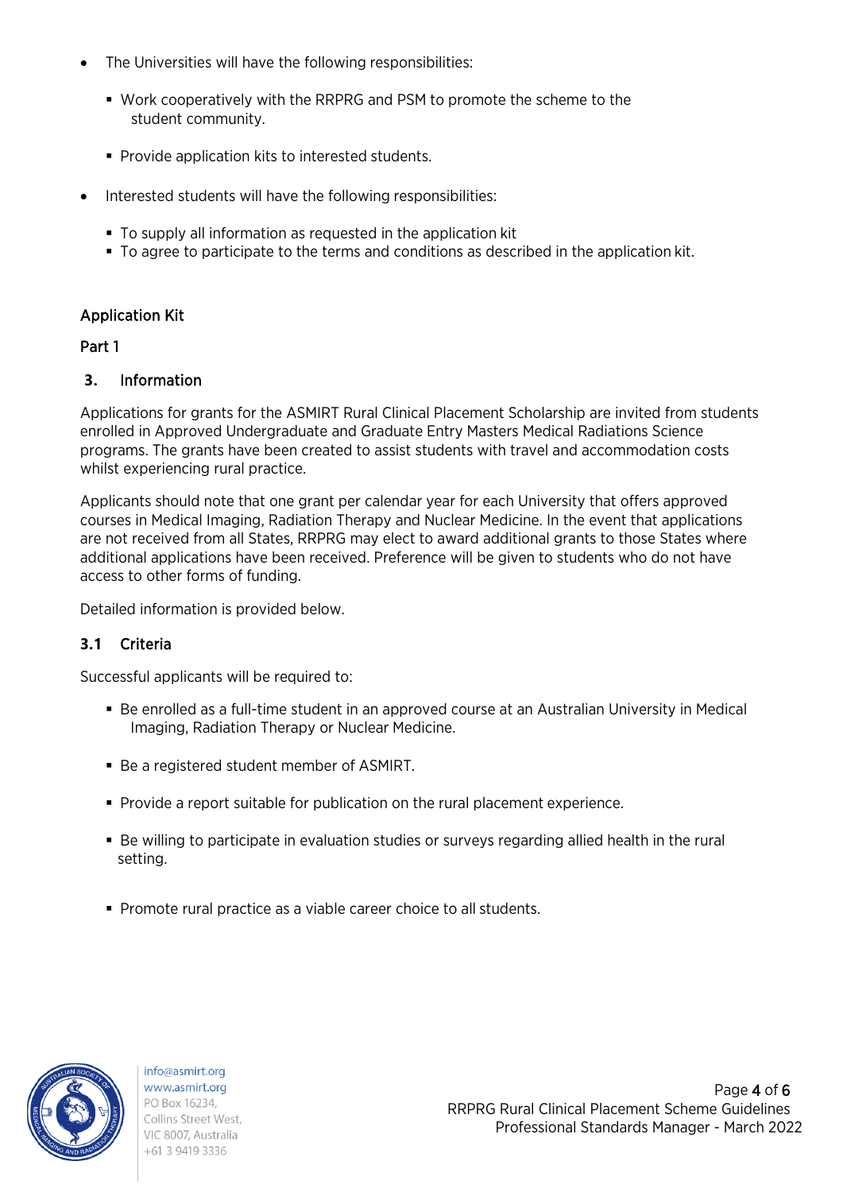- The Universities will have the following responsibilities:
  - Work cooperatively with the RRPRG and PSM to promote the scheme to the student community.
  - Provide application kits to interested students.
- Interested students will have the following responsibilities:
  - To supply all information as requested in the application kit
  - To agree to participate to the terms and conditions as described in the application kit.

## Application Kit

### Part 1

### 3. Information

Applications for grants for the ASMIRT Rural Clinical Placement Scholarship are invited from students enrolled in Approved Undergraduate and Graduate Entry Masters Medical Radiations Science programs. The grants have been created to assist students with travel and accommodation costs whilst experiencing rural practice.

Applicants should note that one grant per calendar year for each University that offers approved courses in Medical Imaging, Radiation Therapy and Nuclear Medicine. In the event that applications are not received from all States, RRPRG may elect to award additional grants to those States where additional applications have been received. Preference will be given to students who do not have access to other forms of funding.

Detailed information is provided below.

### 3.1 Criteria

Successful applicants will be required to:

- Be enrolled as a full-time student in an approved course at an Australian University in Medical Imaging, Radiation Therapy or Nuclear Medicine.
- Be a registered student member of ASMIRT.
- Provide a report suitable for publication on the rural placement experience.
- Be willing to participate in evaluation studies or surveys regarding allied health in the rural setting.
- Promote rural practice as a viable career choice to all students.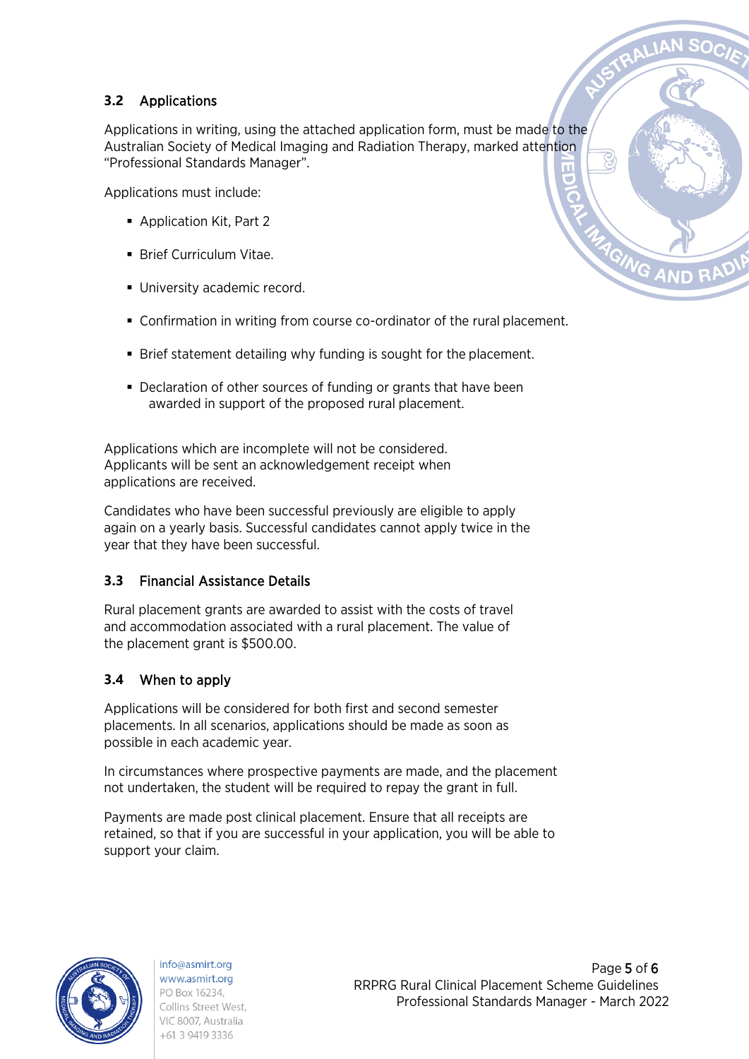## 3.2 Applications

Applications in writing, using the attached application form, must be made to the Australian Society of Medical Imaging and Radiation Therapy, marked attention "Professional Standards Manager".

Applications must include:

- Application Kit, Part 2
- Brief Curriculum Vitae.
- University academic record.
- Confirmation in writing from course co-ordinator of the rural placement.
- Brief statement detailing why funding is sought for the placement.
- Declaration of other sources of funding or grants that have been awarded in support of the proposed rural placement.

Applications which are incomplete will not be considered. Applicants will be sent an acknowledgement receipt when applications are received.

Candidates who have been successful previously are eligible to apply again on a yearly basis. Successful candidates cannot apply twice in the year that they have been successful.

## 3.3 Financial Assistance Details

Rural placement grants are awarded to assist with the costs of travel and accommodation associated with a rural placement. The value of the placement grant is $500.00.

## 3.4 When to apply

Applications will be considered for both first and second semester placements. In all scenarios, applications should be made as soon as possible in each academic year.

In circumstances where prospective payments are made, and the placement not undertaken, the student will be required to repay the grant in full.

Payments are made post clinical placement. Ensure that all receipts are retained, so that if you are successful in your application, you will be able to support your claim.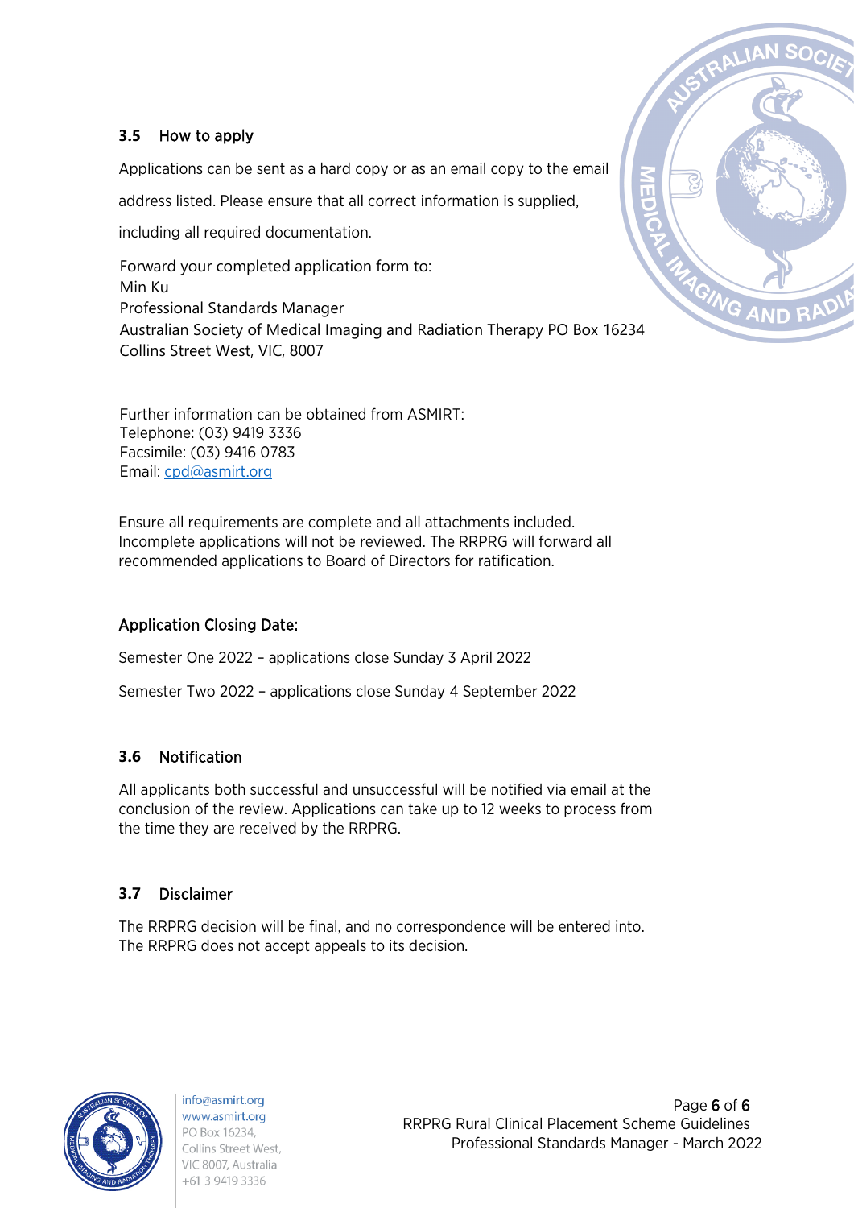### 3.5 How to apply

Applications can be sent as a hard copy or as an email copy to the email address listed. Please ensure that all correct information is supplied, including all required documentation.

Forward your completed application form to:
Min Ku
Professional Standards Manager
Australian Society of Medical Imaging and Radiation Therapy PO Box 16234
Collins Street West, VIC, 8007

Further information can be obtained from ASMIRT:
Telephone: (03) 9419 3336
Facsimile: (03) 9416 0783
Email: cpd@asmirt.org

Ensure all requirements are complete and all attachments included. Incomplete applications will not be reviewed. The RRPRG will forward all recommended applications to Board of Directors for ratification.

**Application Closing Date:**

Semester One 2022 – applications close Sunday 3 April 2022

Semester Two 2022 – applications close Sunday 4 September 2022

### 3.6 Notification

All applicants both successful and unsuccessful will be notified via email at the conclusion of the review. Applications can take up to 12 weeks to process from the time they are received by the RRPRG.

### 3.7 Disclaimer

The RRPRG decision will be final, and no correspondence will be entered into. The RRPRG does not accept appeals to its decision.